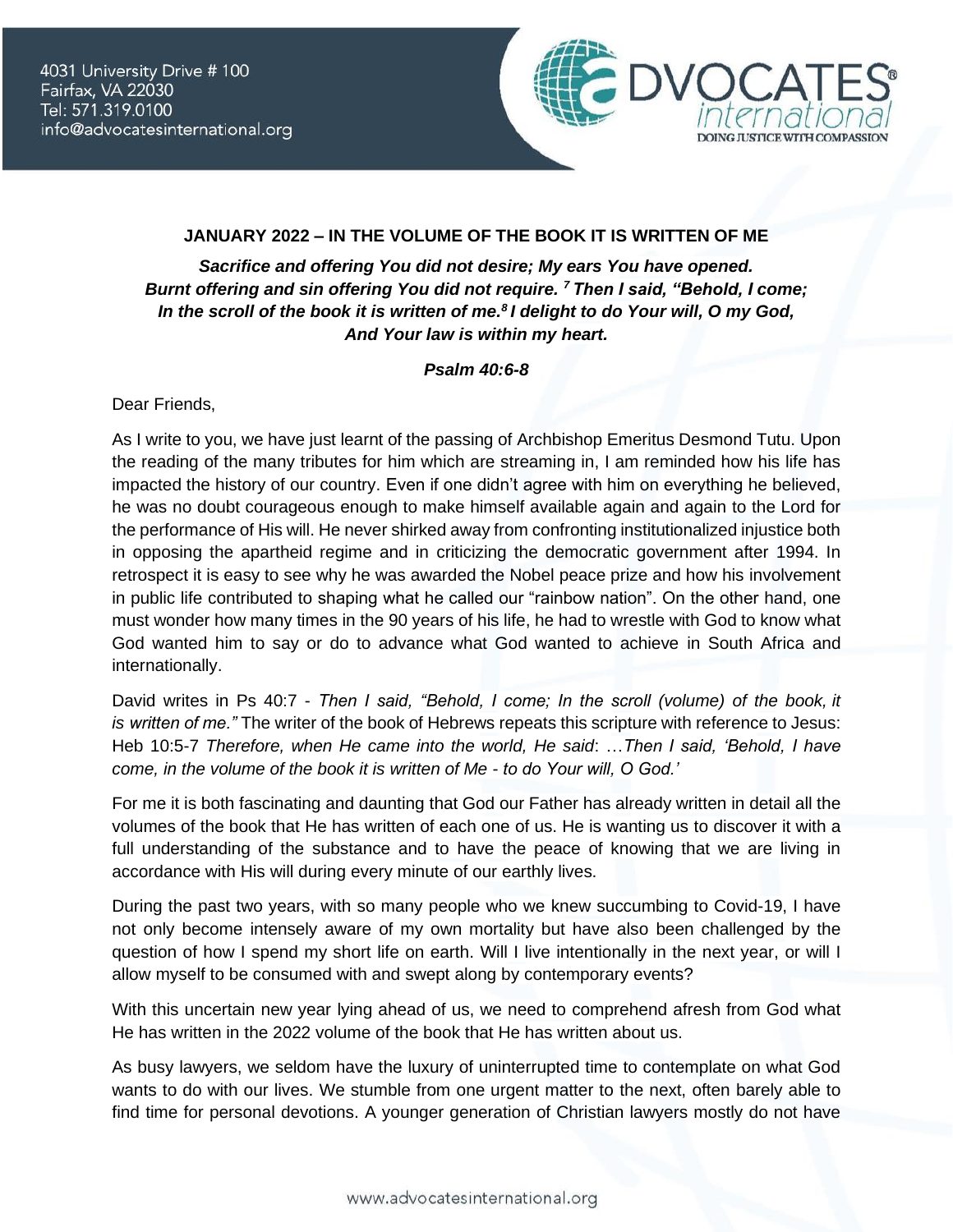4031 University Drive # 100
Fairfax, VA 22030
Tel: 571.319.0100
info@advocatesinternational.org

ADVOCATES international
DOING JUSTICE WITH COMPASSION

**JANUARY 2022 – IN THE VOLUME OF THE BOOK IT IS WRITTEN OF ME**

***Sacrifice and offering You did not desire; My ears You have opened.***
***Burnt offering and sin offering You did not require. [7] Then I said, "Behold, I come;***
***In the scroll of the book it is written of me.[8] I delight to do Your will, O my God,***
***And Your law is within my heart.***

***Psalm 40:6-8***

Dear Friends,

As I write to you, we have just learnt of the passing of Archbishop Emeritus Desmond Tutu. Upon the reading of the many tributes for him which are streaming in, I am reminded how his life has impacted the history of our country. Even if one didn't agree with him on everything he believed, he was no doubt courageous enough to make himself available again and again to the Lord for the performance of His will. He never shirked away from confronting institutionalized injustice both in opposing the apartheid regime and in criticizing the democratic government after 1994. In retrospect it is easy to see why he was awarded the Nobel peace prize and how his involvement in public life contributed to shaping what he called our "rainbow nation". On the other hand, one must wonder how many times in the 90 years of his life, he had to wrestle with God to know what God wanted him to say or do to advance what God wanted to achieve in South Africa and internationally.

David writes in Ps 40:7 - *Then I said, "Behold, I come; In the scroll (volume) of the book, it is written of me."* The writer of the book of Hebrews repeats this scripture with reference to Jesus: Heb 10:5-7 *Therefore, when He came into the world, He said*: …*Then I said, 'Behold, I have come, in the volume of the book it is written of Me - to do Your will, O God.'*

For me it is both fascinating and daunting that God our Father has already written in detail all the volumes of the book that He has written of each one of us. He is wanting us to discover it with a full understanding of the substance and to have the peace of knowing that we are living in accordance with His will during every minute of our earthly lives.

During the past two years, with so many people who we knew succumbing to Covid-19, I have not only become intensely aware of my own mortality but have also been challenged by the question of how I spend my short life on earth. Will I live intentionally in the next year, or will I allow myself to be consumed with and swept along by contemporary events?

With this uncertain new year lying ahead of us, we need to comprehend afresh from God what He has written in the 2022 volume of the book that He has written about us.

As busy lawyers, we seldom have the luxury of uninterrupted time to contemplate on what God wants to do with our lives. We stumble from one urgent matter to the next, often barely able to find time for personal devotions. A younger generation of Christian lawyers mostly do not have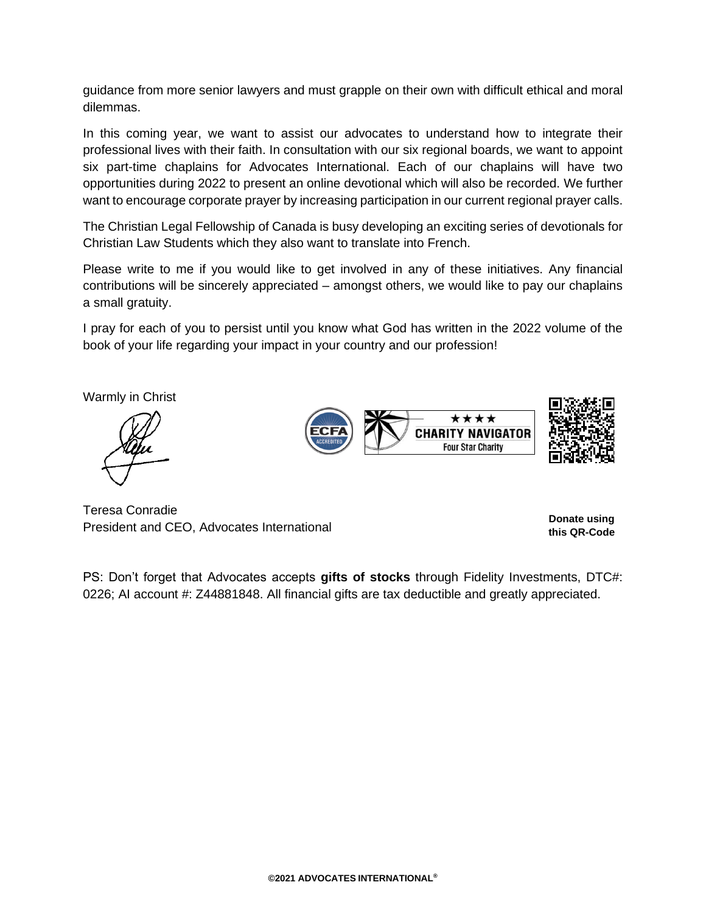guidance from more senior lawyers and must grapple on their own with difficult ethical and moral dilemmas.

In this coming year, we want to assist our advocates to understand how to integrate their professional lives with their faith. In consultation with our six regional boards, we want to appoint six part-time chaplains for Advocates International. Each of our chaplains will have two opportunities during 2022 to present an online devotional which will also be recorded. We further want to encourage corporate prayer by increasing participation in our current regional prayer calls.

The Christian Legal Fellowship of Canada is busy developing an exciting series of devotionals for Christian Law Students which they also want to translate into French.

Please write to me if you would like to get involved in any of these initiatives. Any financial contributions will be sincerely appreciated – amongst others, we would like to pay our chaplains a small gratuity.

I pray for each of you to persist until you know what God has written in the 2022 volume of the book of your life regarding your impact in your country and our profession!

Warmly in Christ

ECFA ACCREDITED

★★★★
CHARITY NAVIGATOR
Four Star Charity

Teresa Conradie
President and CEO, Advocates International

**Donate using this QR-Code**

PS: Don't forget that Advocates accepts **gifts of stocks** through Fidelity Investments, DTC#: 0226; AI account #: Z44881848. All financial gifts are tax deductible and greatly appreciated.

**©2021 ADVOCATES INTERNATIONAL®**